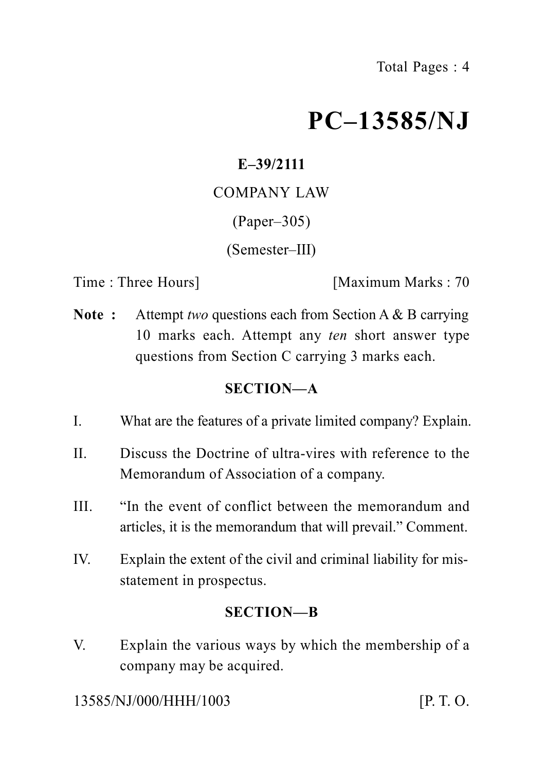# PC–13585/NJ

**E–39/2111**

COMPANY LAW

(Paper–305)

(Semester–III)

Time : Three Hours] [Maximum Marks : 70

**Note :** Attempt *two* questions each from Section A & B carrying 10 marks each. Attempt any *ten* short answer type questions from Section C carrying 3 marks each.

## SECTION—A

I. What are the features of a private limited company? Explain.

II. Discuss the Doctrine of ultra-vires with reference to the Memorandum of Association of a company.

III. "In the event of conflict between the memorandum and articles, it is the memorandum that will prevail." Comment.

IV. Explain the extent of the civil and criminal liability for mis-statement in prospectus.

## SECTION—B

V. Explain the various ways by which the membership of a company may be acquired.

13585/NJ/000/HHH/1003 [P. T. O.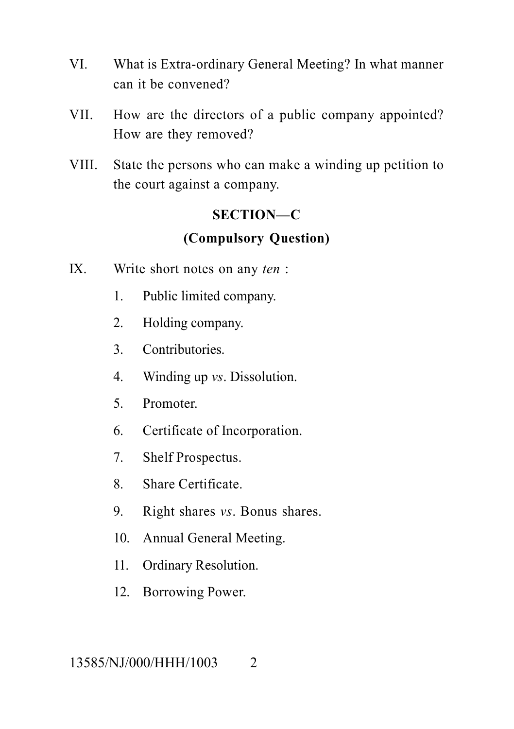VI. What is Extra-ordinary General Meeting? In what manner can it be convened?

VII. How are the directors of a public company appointed? How are they removed?

VIII. State the persons who can make a winding up petition to the court against a company.

## SECTION—C

### (Compulsory Question)

IX. Write short notes on any *ten* :

1. Public limited company.
2. Holding company.
3. Contributories.
4. Winding up *vs*. Dissolution.
5. Promoter.
6. Certificate of Incorporation.
7. Shelf Prospectus.
8. Share Certificate.
9. Right shares *vs*. Bonus shares.
10. Annual General Meeting.
11. Ordinary Resolution.
12. Borrowing Power.

13585/NJ/000/HHH/1003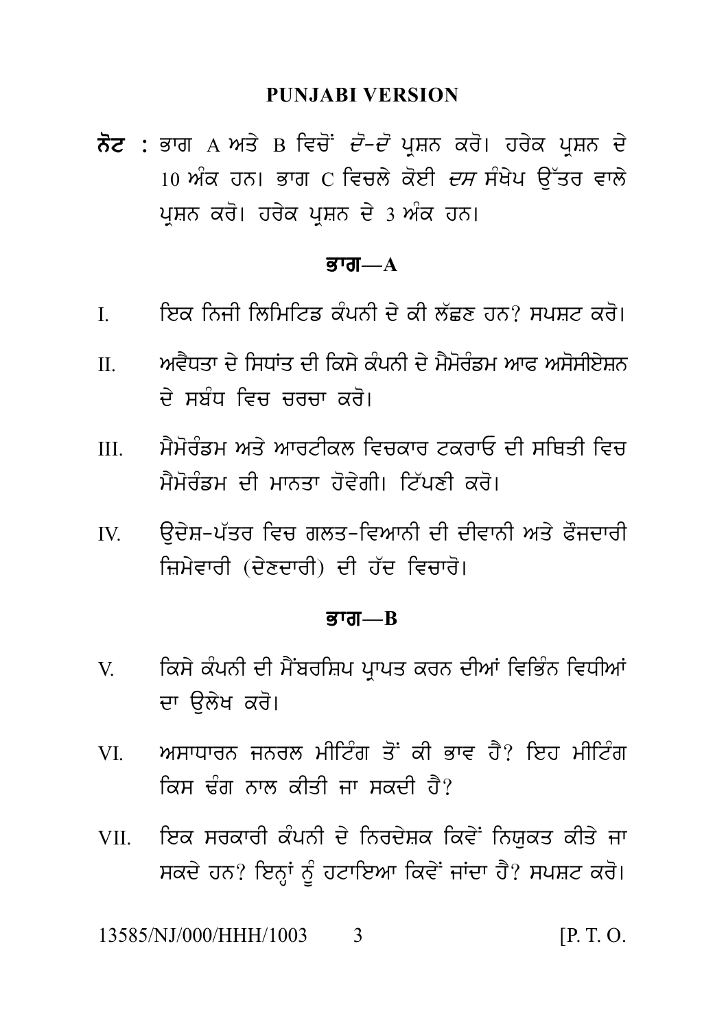**PUNJABI VERSION**

**ਨੋਟ :** ਭਾਗ A ਅਤੇ B ਵਿਚੋਂ *ਦੋ-ਦੋ* ਪ੍ਰਸ਼ਨ ਕਰੋ। ਹਰੇਕ ਪ੍ਰਸ਼ਨ ਦੇ 10 ਅੰਕ ਹਨ। ਭਾਗ C ਵਿਚਲੇ ਕੋਈ *ਦਸ* ਸੰਖੇਪ ਉੱਤਰ ਵਾਲੇ ਪ੍ਰਸ਼ਨ ਕਰੋ। ਹਰੇਕ ਪ੍ਰਸ਼ਨ ਦੇ 3 ਅੰਕ ਹਨ।

## ਭਾਗ—A

I. ਇਕ ਨਿਜੀ ਲਿਮਿਟਿਡ ਕੰਪਨੀ ਦੇ ਕੀ ਲੱਛਣ ਹਨ? ਸਪਸ਼ਟ ਕਰੋ।

II. ਅਵੈਧਤਾ ਦੇ ਸਿਧਾਂਤ ਦੀ ਕਿਸੇ ਕੰਪਨੀ ਦੇ ਮੈਮੋਰੰਡਮ ਆਫ ਅਸੋਸੀਏਸ਼ਨ ਦੇ ਸਬੰਧ ਵਿਚ ਚਰਚਾ ਕਰੋ।

III. ਮੈਮੋਰੰਡਮ ਅਤੇ ਆਰਟੀਕਲ ਵਿਚਕਾਰ ਟਕਰਾਓ ਦੀ ਸਥਿਤੀ ਵਿਚ ਮੈਮੋਰੰਡਮ ਦੀ ਮਾਨਤਾ ਹੋਵੇਗੀ। ਟਿੱਪਣੀ ਕਰੋ।

IV. ਉਦੇਸ਼-ਪੱਤਰ ਵਿਚ ਗਲਤ-ਵਿਆਨੀ ਦੀ ਦੀਵਾਨੀ ਅਤੇ ਫੌਜਦਾਰੀ ਜ਼ਿਮੇਵਾਰੀ (ਦੇਣਦਾਰੀ) ਦੀ ਹੱਦ ਵਿਚਾਰੋ।

## ਭਾਗ—B

V. ਕਿਸੇ ਕੰਪਨੀ ਦੀ ਮੈਂਬਰਸ਼ਿਪ ਪ੍ਰਾਪਤ ਕਰਨ ਦੀਆਂ ਵਿਭਿੰਨ ਵਿਧੀਆਂ ਦਾ ਉਲੇਖ ਕਰੋ।

VI. ਅਸਾਧਾਰਨ ਜਨਰਲ ਮੀਟਿੰਗ ਤੋਂ ਕੀ ਭਾਵ ਹੈ? ਇਹ ਮੀਟਿੰਗ ਕਿਸ ਢੰਗ ਨਾਲ ਕੀਤੀ ਜਾ ਸਕਦੀ ਹੈ?

VII. ਇਕ ਸਰਕਾਰੀ ਕੰਪਨੀ ਦੇ ਨਿਰਦੇਸ਼ਕ ਕਿਵੇਂ ਨਿਯੁਕਤ ਕੀਤੇ ਜਾ ਸਕਦੇ ਹਨ? ਇਨ੍ਹਾਂ ਨੂੰ ਹਟਾਇਆ ਕਿਵੇਂ ਜਾਂਦਾ ਹੈ? ਸਪਸ਼ਟ ਕਰੋ।

13585/NJ/000/HHH/1003 [P. T. O.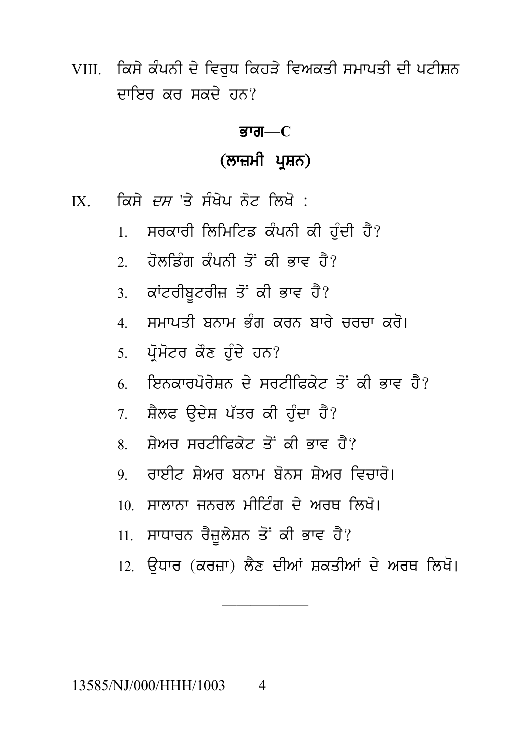VIII. ਕਿਸੇ ਕੰਪਨੀ ਦੇ ਵਿਰੁਧ ਕਿਹੜੇ ਵਿਅਕਤੀ ਸਮਾਪਤੀ ਦੀ ਪਟੀਸ਼ਨ ਦਾਇਰ ਕਰ ਸਕਦੇ ਹਨ?

## ਭਾਗ—C

## (ਲਾਜ਼ਮੀ ਪ੍ਰਸ਼ਨ)

IX. ਕਿਸੇ *ਦਸ* 'ਤੇ ਸੰਖੇਪ ਨੋਟ ਲਿਖੋ :

1. ਸਰਕਾਰੀ ਲਿਮਿਟਿਡ ਕੰਪਨੀ ਕੀ ਹੁੰਦੀ ਹੈ?
2. ਹੋਲਡਿੰਗ ਕੰਪਨੀ ਤੋਂ ਕੀ ਭਾਵ ਹੈ?
3. ਕਾਂਟਰੀਬੂਟਰੀਜ਼ ਤੋਂ ਕੀ ਭਾਵ ਹੈ?
4. ਸਮਾਪਤੀ ਬਨਾਮ ਭੰਗ ਕਰਨ ਬਾਰੇ ਚਰਚਾ ਕਰੋ।
5. ਪ੍ਰੋਮੋਟਰ ਕੌਣ ਹੁੰਦੇ ਹਨ?
6. ਇਨਕਾਰਪੋਰੇਸ਼ਨ ਦੇ ਸਰਟੀਫਿਕੇਟ ਤੋਂ ਕੀ ਭਾਵ ਹੈ?
7. ਸ਼ੈਲਫ ਉਦੇਸ਼ ਪੱਤਰ ਕੀ ਹੁੰਦਾ ਹੈ?
8. ਸ਼ੇਅਰ ਸਰਟੀਫਿਕੇਟ ਤੋਂ ਕੀ ਭਾਵ ਹੈ?
9. ਰਾਈਟ ਸ਼ੇਅਰ ਬਨਾਮ ਬੋਨਸ ਸ਼ੇਅਰ ਵਿਚਾਰੋ।
10. ਸਾਲਾਨਾ ਜਨਰਲ ਮੀਟਿੰਗ ਦੇ ਅਰਥ ਲਿਖੋ।
11. ਸਾਧਾਰਨ ਰੈਜ਼ੂਲੇਸ਼ਨ ਤੋਂ ਕੀ ਭਾਵ ਹੈ?
12. ਉਧਾਰ (ਕਰਜ਼ਾ) ਲੈਣ ਦੀਆਂ ਸ਼ਕਤੀਆਂ ਦੇ ਅਰਥ ਲਿਖੋ।

13585/NJ/000/HHH/1003